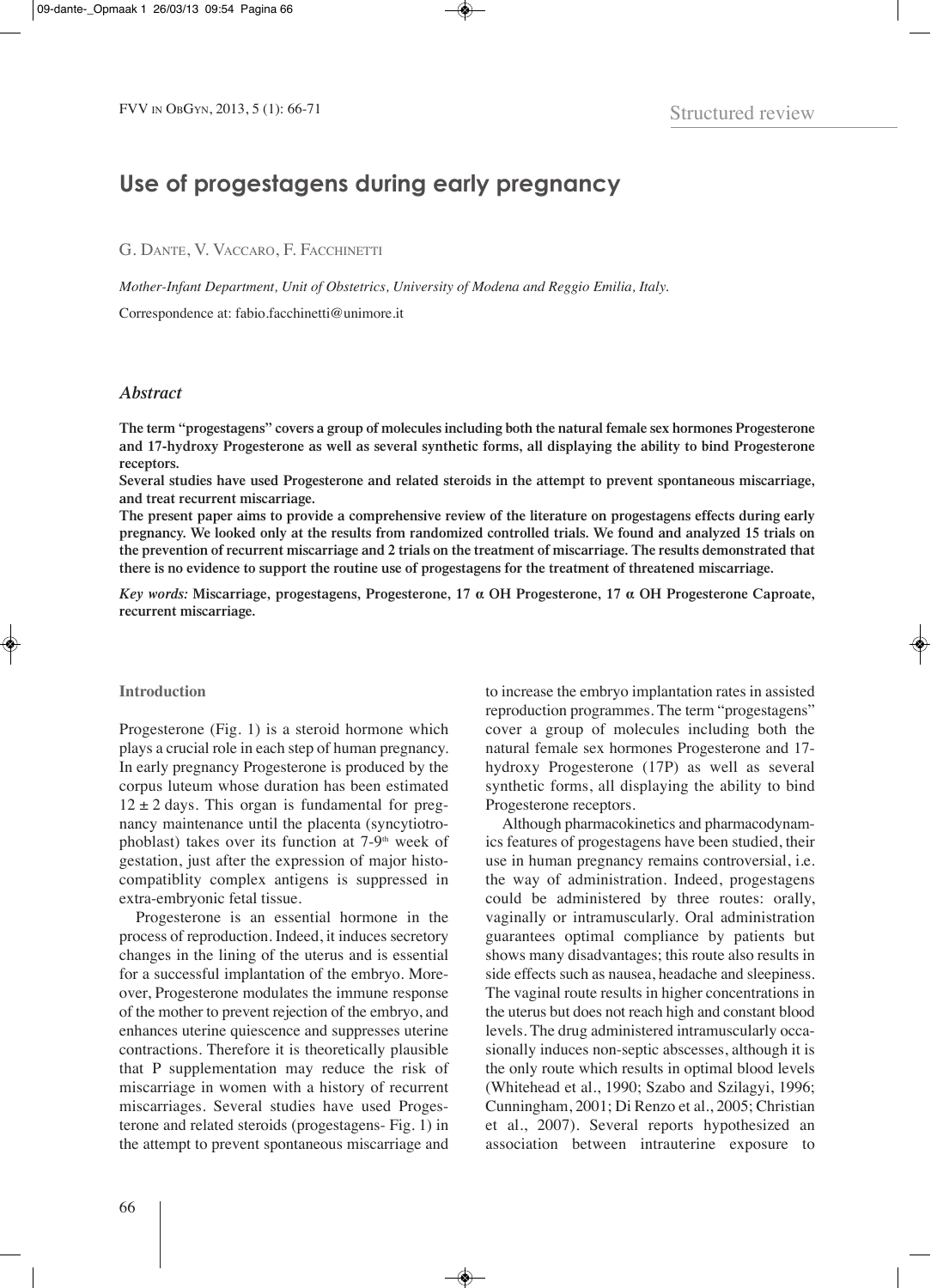Structured review

# Use of progestagens during early pregnancy

G. Dante, V. Vaccaro, F. Facchinetti

*Mother-Infant Department, Unit of Obstetrics, University of Modena and Reggio Emilia, Italy.*

Correspondence at: fabio.facchinetti@unimore.it

## *Abstract*

**The term "progestagens" covers a group of molecules including both the natural female sex hormones Progesterone and 17-hydroxy Progesterone as well as several synthetic forms, all displaying the ability to bind Progesterone receptors.**

**Several studies have used Progesterone and related steroids in the attempt to prevent spontaneous miscarriage, and treat recurrent miscarriage.**

**The present paper aims to provide a comprehensive review of the literature on progestagens effects during early pregnancy. We looked only at the results from randomized controlled trials. We found and analyzed 15 trials on the prevention of recurrent miscarriage and 2 trials on the treatment of miscarriage. The results demonstrated that there is no evidence to support the routine use of progestagens for the treatment of threatened miscarriage.**

*Key words:* **Miscarriage, progestagens, Progesterone, 17 α OH Progesterone, 17 α OH Progesterone Caproate, recurrent miscarriage.**

## Introduction

Progesterone (Fig. 1) is a steroid hormone which plays a crucial role in each step of human pregnancy. In early pregnancy Progesterone is produced by the corpus luteum whose duration has been estimated $12 \pm 2$ days. This organ is fundamental for pregnancy maintenance until the placenta (syncytiotrophoblast) takes over its function at 7-9th week of gestation, just after the expression of major histocompatiblity complex antigens is suppressed in extra-embryonic fetal tissue.

Progesterone is an essential hormone in the process of reproduction. Indeed, it induces secretory changes in the lining of the uterus and is essential for a successful implantation of the embryo. Moreover, Progesterone modulates the immune response of the mother to prevent rejection of the embryo, and enhances uterine quiescence and suppresses uterine contractions. Therefore it is theoretically plausible that P supplementation may reduce the risk of miscarriage in women with a history of recurrent miscarriages. Several studies have used Progesterone and related steroids (progestagens- Fig. 1) in the attempt to prevent spontaneous miscarriage and to increase the embryo implantation rates in assisted reproduction programmes. The term "progestagens" cover a group of molecules including both the natural female sex hormones Progesterone and 17-hydroxy Progesterone (17P) as well as several synthetic forms, all displaying the ability to bind Progesterone receptors.

Although pharmacokinetics and pharmacodynamics features of progestagens have been studied, their use in human pregnancy remains controversial, i.e. the way of administration. Indeed, progestagens could be administered by three routes: orally, vaginally or intramuscularly. Oral administration guarantees optimal compliance by patients but shows many disadvantages; this route also results in side effects such as nausea, headache and sleepiness. The vaginal route results in higher concentrations in the uterus but does not reach high and constant blood levels. The drug administered intramuscularly occasionally induces non-septic abscesses, although it is the only route which results in optimal blood levels (Whitehead et al., 1990; Szabo and Szilagyi, 1996; Cunningham, 2001; Di Renzo et al., 2005; Christian et al., 2007). Several reports hypothesized an association between intrauterine exposure to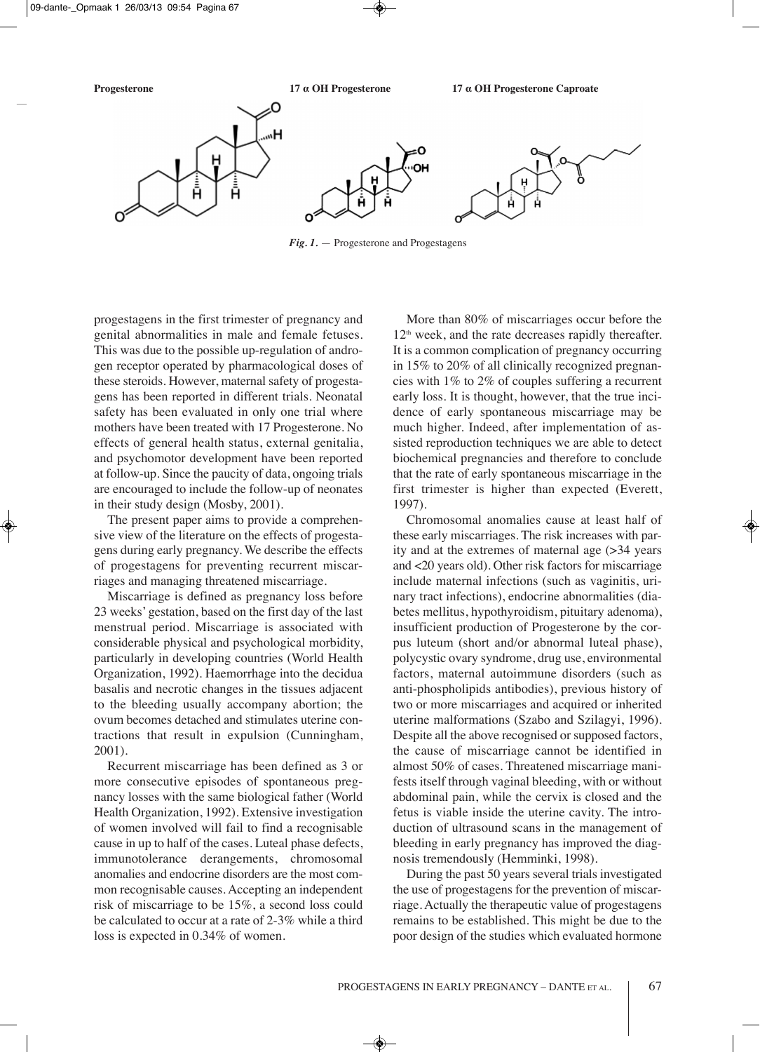**Progesterone** **17 α OH Progesterone** **17 α OH Progesterone Caproate**

*Fig. 1.* — Progesterone and Progestagens

progestagens in the first trimester of pregnancy and genital abnormalities in male and female fetuses. This was due to the possible up-regulation of androgen receptor operated by pharmacological doses of these steroids. However, maternal safety of progestagens has been reported in different trials. Neonatal safety has been evaluated in only one trial where mothers have been treated with 17 Progesterone. No effects of general health status, external genitalia, and psychomotor development have been reported at follow-up. Since the paucity of data, ongoing trials are encouraged to include the follow-up of neonates in their study design (Mosby, 2001).

The present paper aims to provide a comprehensive view of the literature on the effects of progestagens during early pregnancy. We describe the effects of progestagens for preventing recurrent miscarriages and managing threatened miscarriage.

Miscarriage is defined as pregnancy loss before 23 weeks' gestation, based on the first day of the last menstrual period. Miscarriage is associated with considerable physical and psychological morbidity, particularly in developing countries (World Health Organization, 1992). Haemorrhage into the decidua basalis and necrotic changes in the tissues adjacent to the bleeding usually accompany abortion; the ovum becomes detached and stimulates uterine contractions that result in expulsion (Cunningham, 2001).

Recurrent miscarriage has been defined as 3 or more consecutive episodes of spontaneous pregnancy losses with the same biological father (World Health Organization, 1992). Extensive investigation of women involved will fail to find a recognisable cause in up to half of the cases. Luteal phase defects, immunotolerance derangements, chromosomal anomalies and endocrine disorders are the most common recognisable causes. Accepting an independent risk of miscarriage to be 15%, a second loss could be calculated to occur at a rate of 2-3% while a third loss is expected in 0.34% of women.

More than 80% of miscarriages occur before the 12th week, and the rate decreases rapidly thereafter. It is a common complication of pregnancy occurring in 15% to 20% of all clinically recognized pregnancies with 1% to 2% of couples suffering a recurrent early loss. It is thought, however, that the true incidence of early spontaneous miscarriage may be much higher. Indeed, after implementation of assisted reproduction techniques we are able to detect biochemical pregnancies and therefore to conclude that the rate of early spontaneous miscarriage in the first trimester is higher than expected (Everett, 1997).

Chromosomal anomalies cause at least half of these early miscarriages. The risk increases with parity and at the extremes of maternal age (>34 years and <20 years old). Other risk factors for miscarriage include maternal infections (such as vaginitis, urinary tract infections), endocrine abnormalities (diabetes mellitus, hypothyroidism, pituitary adenoma), insufficient production of Progesterone by the corpus luteum (short and/or abnormal luteal phase), polycystic ovary syndrome, drug use, environmental factors, maternal autoimmune disorders (such as anti-phospholipids antibodies), previous history of two or more miscarriages and acquired or inherited uterine malformations (Szabo and Szilagyi, 1996). Despite all the above recognised or supposed factors, the cause of miscarriage cannot be identified in almost 50% of cases. Threatened miscarriage manifests itself through vaginal bleeding, with or without abdominal pain, while the cervix is closed and the fetus is viable inside the uterine cavity. The introduction of ultrasound scans in the management of bleeding in early pregnancy has improved the diagnosis tremendously (Hemminki, 1998).

During the past 50 years several trials investigated the use of progestagens for the prevention of miscarriage. Actually the therapeutic value of progestagens remains to be established. This might be due to the poor design of the studies which evaluated hormone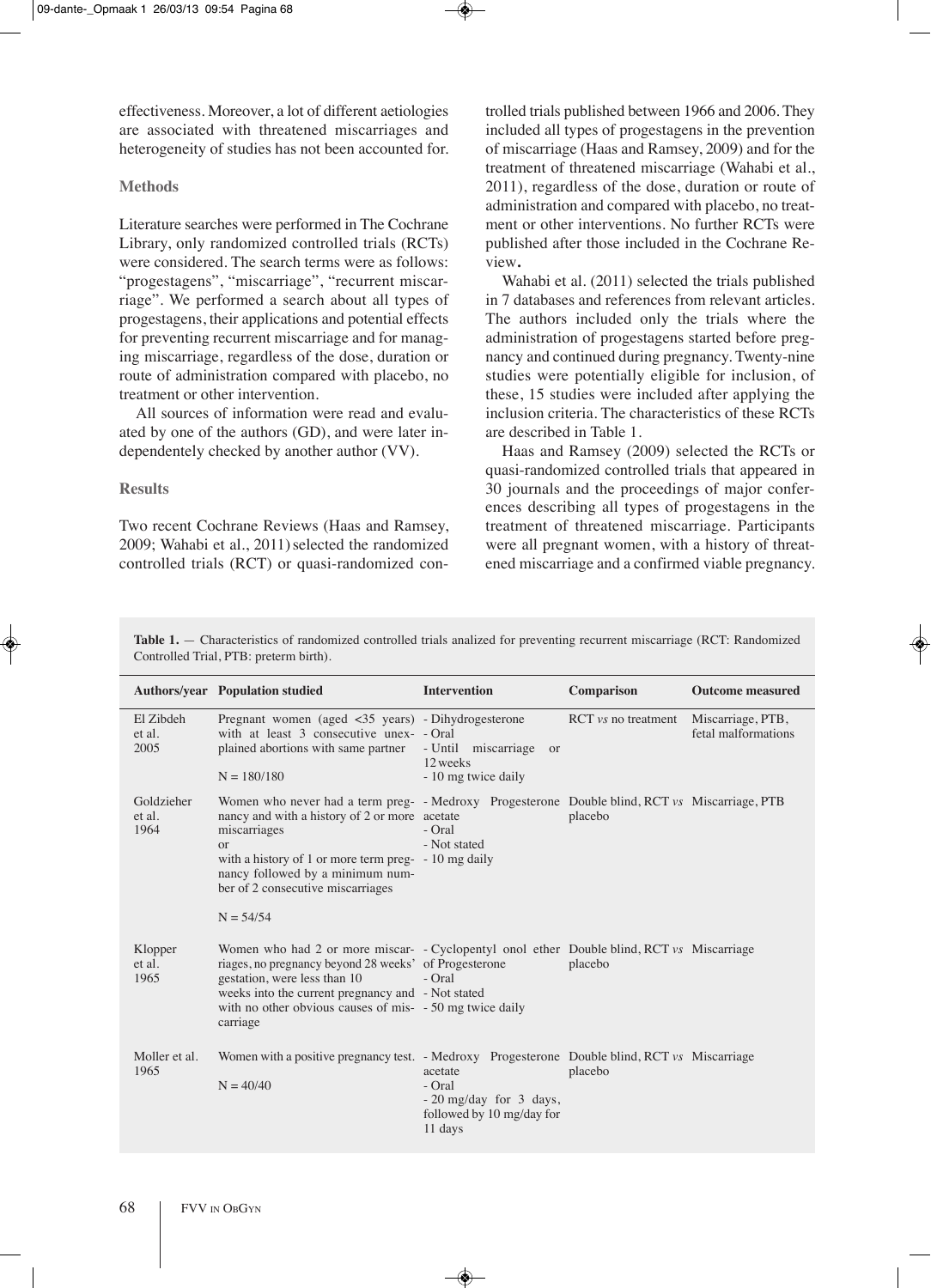effectiveness. Moreover, a lot of different aetiologies are associated with threatened miscarriages and heterogeneity of studies has not been accounted for.

### Methods

Literature searches were performed in The Cochrane Library, only randomized controlled trials (RCTs) were considered. The search terms were as follows: "progestagens", "miscarriage", "recurrent miscarriage". We performed a search about all types of progestagens, their applications and potential effects for preventing recurrent miscarriage and for managing miscarriage, regardless of the dose, duration or route of administration compared with placebo, no treatment or other intervention.

All sources of information were read and evaluated by one of the authors (GD), and were later independentely checked by another author (VV).

### Results

Two recent Cochrane Reviews (Haas and Ramsey, 2009; Wahabi et al., 2011) selected the randomized controlled trials (RCT) or quasi-randomized controlled trials published between 1966 and 2006. They included all types of progestagens in the prevention of miscarriage (Haas and Ramsey, 2009) and for the treatment of threatened miscarriage (Wahabi et al., 2011), regardless of the dose, duration or route of administration and compared with placebo, no treatment or other interventions. No further RCTs were published after those included in the Cochrane Review**.**

Wahabi et al. (2011) selected the trials published in 7 databases and references from relevant articles. The authors included only the trials where the administration of progestagens started before pregnancy and continued during pregnancy. Twenty-nine studies were potentially eligible for inclusion, of these, 15 studies were included after applying the inclusion criteria. The characteristics of these RCTs are described in Table 1.

Haas and Ramsey (2009) selected the RCTs or quasi-randomized controlled trials that appeared in 30 journals and the proceedings of major conferences describing all types of progestagens in the treatment of threatened miscarriage. Participants were all pregnant women, with a history of threatened miscarriage and a confirmed viable pregnancy.

**Table 1.** — Characteristics of randomized controlled trials analized for preventing recurrent miscarriage (RCT: Randomized Controlled Trial, PTB: preterm birth).

| Authors/year | Population studied | Intervention | Comparison | Outcome measured |
|---|---|---|---|---|
| El Zibdeh et al. 2005 | Pregnant women (aged <35 years) with at least 3 consecutive unexplained abortions with same partner<br><br>N = 180/180 | - Dihydrogesterone<br>- Oral<br>- Until miscarriage or 12 weeks<br>- 10 mg twice daily | RCT *vs* no treatment | Miscarriage, PTB, fetal malformations |
| Goldzieher et al. 1964 | Women who never had a term pregnancy and with a history of 2 or more miscarriages<br>or<br>with a history of 1 or more term pregnancy followed by a minimum number of 2 consecutive miscarriages<br><br>N = 54/54 | - Medroxy Progesterone acetate<br>- Oral<br>- Not stated<br>- 10 mg daily | Double blind, RCT *vs* placebo | Miscarriage, PTB |
| Klopper et al. 1965 | Women who had 2 or more miscarriages, no pregnancy beyond 28 weeks' gestation, were less than 10 weeks into the current pregnancy and with no other obvious causes of miscarriage | - Cyclopentyl onol ether of Progesterone<br>- Oral<br>- Not stated<br>- 50 mg twice daily | Double blind, RCT *vs* placebo | Miscarriage |
| Moller et al. 1965 | Women with a positive pregnancy test.<br><br>N = 40/40 | - Medroxy Progesterone acetate<br>- Oral<br>- 20 mg/day for 3 days, followed by 10 mg/day for 11 days | Double blind, RCT *vs* placebo | Miscarriage |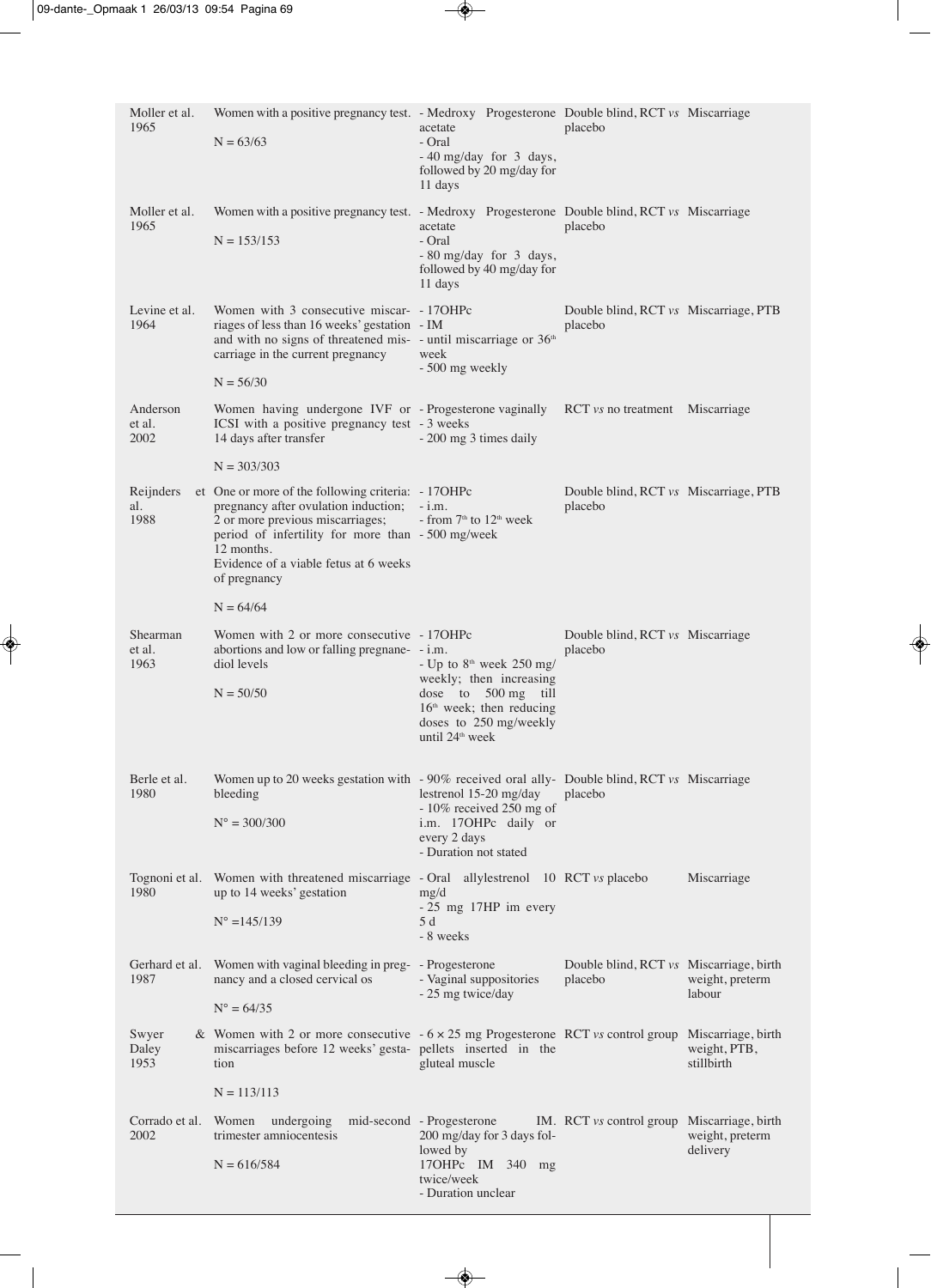| | | | | |
|---|---|---|---|---|
| Moller et al. 1965 | Women with a positive pregnancy test.<br><br>N = 63/63 | - Medroxy Progesterone acetate<br>- Oral<br>- 40 mg/day for 3 days, followed by 20 mg/day for 11 days | Double blind, RCT *vs* placebo | Miscarriage |
| Moller et al. 1965 | Women with a positive pregnancy test.<br><br>N = 153/153 | - Medroxy Progesterone acetate<br>- Oral<br>- 80 mg/day for 3 days, followed by 40 mg/day for 11 days | Double blind, RCT *vs* placebo | Miscarriage |
| Levine et al. 1964 | Women with 3 consecutive miscarriages of less than 16 weeks' gestation and with no signs of threatened miscarriage in the current pregnancy<br><br>N = 56/30 | - 17OHPc<br>- IM<br>- until miscarriage or 36[th] week<br>- 500 mg weekly | Double blind, RCT *vs* placebo | Miscarriage, PTB |
| Anderson et al. 2002 | Women having undergone IVF or ICSI with a positive pregnancy test 14 days after transfer<br><br>N = 303/303 | - Progesterone vaginally<br>- 3 weeks<br>- 200 mg 3 times daily | RCT *vs* no treatment | Miscarriage |
| Reijnders et al. 1988 | One or more of the following criteria: pregnancy after ovulation induction; 2 or more previous miscarriages; period of infertility for more than 12 months.<br>Evidence of a viable fetus at 6 weeks of pregnancy<br><br>N = 64/64 | - 17OHPc<br>- i.m.<br>- from 7[th] to 12[th] week<br>- 500 mg/week | Double blind, RCT *vs* placebo | Miscarriage, PTB |
| Shearman et al. 1963 | Women with 2 or more consecutive abortions and low or falling pregnanediol levels<br><br>N = 50/50 | - 17OHPc<br>- i.m.<br>- Up to 8[th] week 250 mg/weekly; then increasing dose to 500 mg till 16[th] week; then reducing doses to 250 mg/weekly until 24[th] week | Double blind, RCT *vs* placebo | Miscarriage |
| Berle et al. 1980 | Women up to 20 weeks gestation with bleeding<br><br>N° = 300/300 | - 90% received oral allylestrenol 15-20 mg/day<br>- 10% received 250 mg of i.m. 17OHPc daily or every 2 days<br>- Duration not stated | Double blind, RCT *vs* placebo | Miscarriage |
| Tognoni et al. 1980 | Women with threatened miscarriage up to 14 weeks' gestation<br><br>N° =145/139 | - Oral allylestrenol 10 mg/d<br>- 25 mg 17HP im every 5 d<br>- 8 weeks | RCT *vs* placebo | Miscarriage |
| Gerhard et al. 1987 | Women with vaginal bleeding in pregnancy and a closed cervical os<br><br>N° = 64/35 | - Progesterone<br>- Vaginal suppositories<br>- 25 mg twice/day | Double blind, RCT *vs* placebo | Miscarriage, birth weight, preterm labour |
| Swyer & Daley 1953 | Women with 2 or more consecutive miscarriages before 12 weeks' gestation<br><br>N = 113/113 | - 6 × 25 mg Progesterone pellets inserted in the gluteal muscle | RCT *vs* control group | Miscarriage, birth weight, PTB, stillbirth |
| Corrado et al. 2002 | Women undergoing mid-second trimester amniocentesis<br><br>N = 616/584 | - Progesterone IM. 200 mg/day for 3 days followed by 17OHPc IM 340 mg twice/week<br>- Duration unclear | RCT *vs* control group | Miscarriage, birth weight, preterm delivery |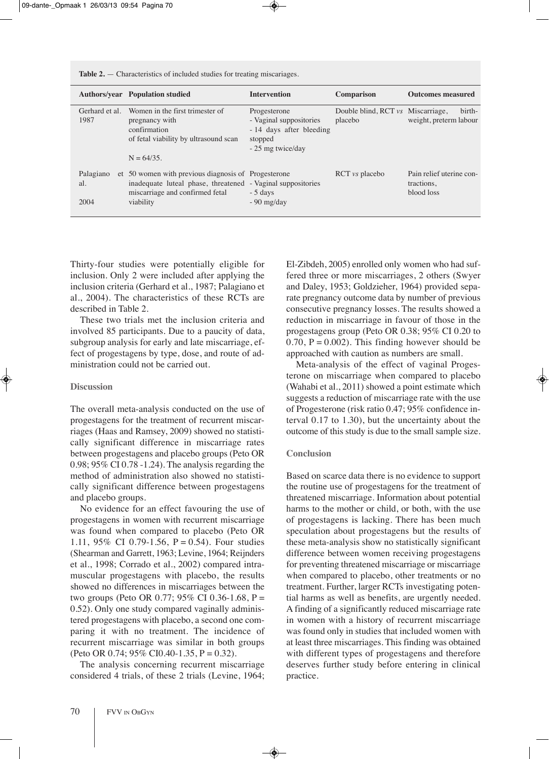**Table 2.** — Characteristics of included studies for treating miscarriages.

| Authors/year | Population studied | Intervention | Comparison | Outcomes measured |
|---|---|---|---|---|
| Gerhard et al. 1987 | Women in the first trimester of pregnancy with confirmation of fetal viability by ultrasound scan<br><br>N = 64/35. | Progesterone<br>- Vaginal suppositories<br>- 14 days after bleeding stopped<br>- 25 mg twice/day | Double blind, RCT *vs* placebo | Miscarriage, birth-weight, preterm labour |
| Palagiano et al.<br><br>2004 | 50 women with previous diagnosis of inadequate luteal phase, threatened miscarriage and confirmed fetal viability | Progesterone<br>- Vaginal suppositories<br>- 5 days<br>- 90 mg/day | RCT *vs* placebo | Pain relief uterine contractions,<br>blood loss |

Thirty-four studies were potentially eligible for inclusion. Only 2 were included after applying the inclusion criteria (Gerhard et al., 1987; Palagiano et al., 2004). The characteristics of these RCTs are described in Table 2.

These two trials met the inclusion criteria and involved 85 participants. Due to a paucity of data, subgroup analysis for early and late miscarriage, effect of progestagens by type, dose, and route of administration could not be carried out.

## Discussion

The overall meta-analysis conducted on the use of progestagens for the treatment of recurrent miscarriages (Haas and Ramsey, 2009) showed no statistically significant difference in miscarriage rates between progestagens and placebo groups (Peto OR 0.98; 95% CI 0.78 -1.24). The analysis regarding the method of administration also showed no statistically significant difference between progestagens and placebo groups.

No evidence for an effect favouring the use of progestagens in women with recurrent miscarriage was found when compared to placebo (Peto OR 1.11, 95% CI 0.79-1.56, P = 0.54). Four studies (Shearman and Garrett, 1963; Levine, 1964; Reijnders et al., 1998; Corrado et al., 2002) compared intramuscular progestagens with placebo, the results showed no differences in miscarriages between the two groups (Peto OR 0.77; 95% CI 0.36-1.68, P = 0.52). Only one study compared vaginally administered progestagens with placebo, a second one comparing it with no treatment. The incidence of recurrent miscarriage was similar in both groups (Peto OR 0.74; 95% CI0.40-1.35, P = 0.32).

The analysis concerning recurrent miscarriage considered 4 trials, of these 2 trials (Levine, 1964; El-Zibdeh, 2005) enrolled only women who had suffered three or more miscarriages, 2 others (Swyer and Daley, 1953; Goldzieher, 1964) provided separate pregnancy outcome data by number of previous consecutive pregnancy losses. The results showed a reduction in miscarriage in favour of those in the progestagens group (Peto OR 0.38; 95% CI 0.20 to 0.70, P = 0.002). This finding however should be approached with caution as numbers are small.

Meta-analysis of the effect of vaginal Progesterone on miscarriage when compared to placebo (Wahabi et al., 2011) showed a point estimate which suggests a reduction of miscarriage rate with the use of Progesterone (risk ratio 0.47; 95% confidence interval 0.17 to 1.30), but the uncertainty about the outcome of this study is due to the small sample size.

## Conclusion

Based on scarce data there is no evidence to support the routine use of progestagens for the treatment of threatened miscarriage. Information about potential harms to the mother or child, or both, with the use of progestagens is lacking. There has been much speculation about progestagens but the results of these meta-analysis show no statistically significant difference between women receiving progestagens for preventing threatened miscarriage or miscarriage when compared to placebo, other treatments or no treatment. Further, larger RCTs investigating potential harms as well as benefits, are urgently needed. A finding of a significantly reduced miscarriage rate in women with a history of recurrent miscarriage was found only in studies that included women with at least three miscarriages. This finding was obtained with different types of progestagens and therefore deserves further study before entering in clinical practice.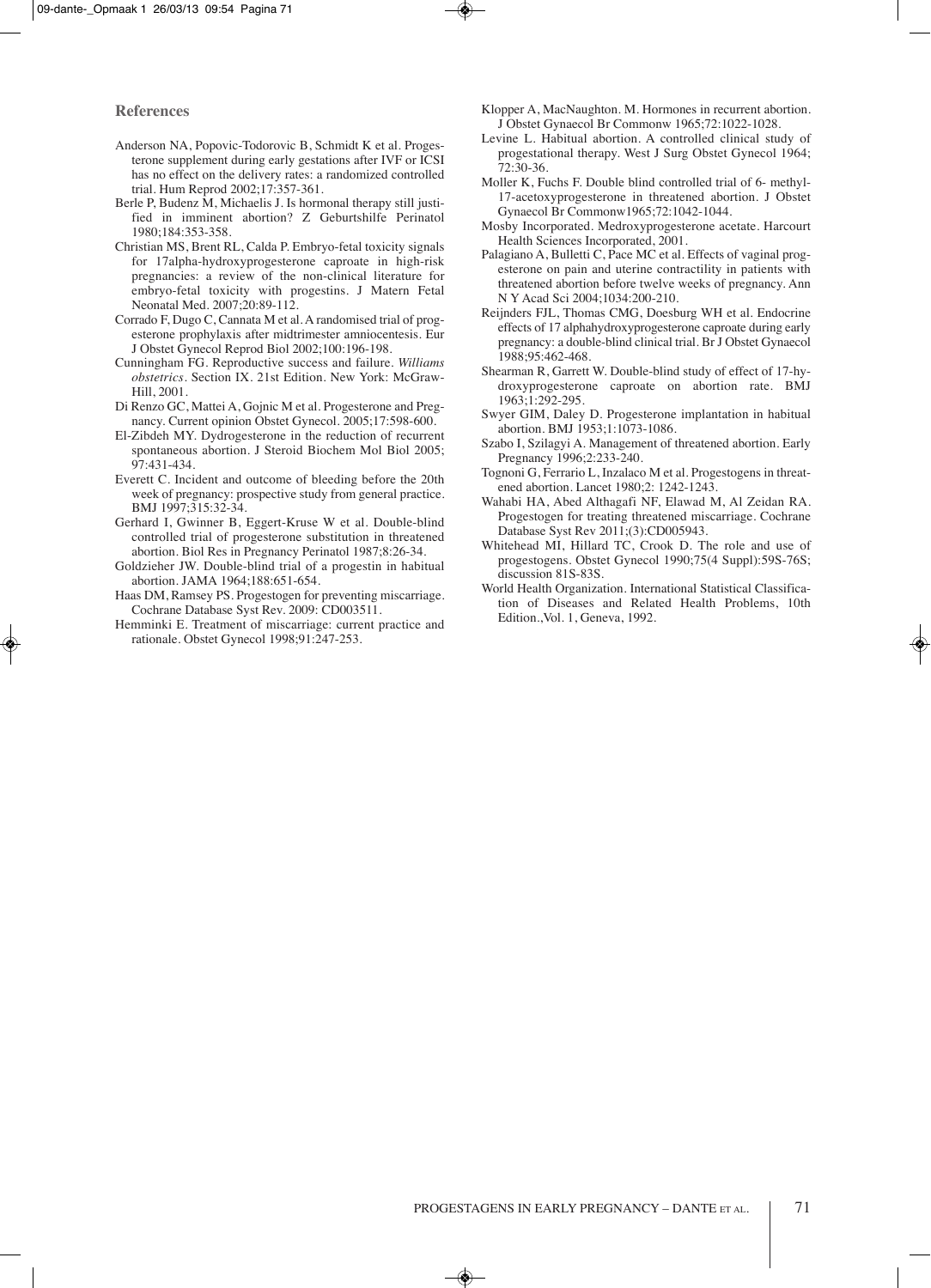## References

Anderson NA, Popovic-Todorovic B, Schmidt K et al. Progesterone supplement during early gestations after IVF or ICSI has no effect on the delivery rates: a randomized controlled trial. Hum Reprod 2002;17:357-361.

Berle P, Budenz M, Michaelis J. Is hormonal therapy still justified in imminent abortion? Z Geburtshilfe Perinatol 1980;184:353-358.

Christian MS, Brent RL, Calda P. Embryo-fetal toxicity signals for 17alpha-hydroxyprogesterone caproate in high-risk pregnancies: a review of the non-clinical literature for embryo-fetal toxicity with progestins. J Matern Fetal Neonatal Med. 2007;20:89-112.

Corrado F, Dugo C, Cannata M et al. A randomised trial of progesterone prophylaxis after midtrimester amniocentesis. Eur J Obstet Gynecol Reprod Biol 2002;100:196-198.

Cunningham FG. Reproductive success and failure. *Williams obstetrics*. Section IX. 21st Edition. New York: McGraw-Hill, 2001.

Di Renzo GC, Mattei A, Gojnic M et al. Progesterone and Pregnancy. Current opinion Obstet Gynecol. 2005;17:598-600.

El-Zibdeh MY. Dydrogesterone in the reduction of recurrent spontaneous abortion. J Steroid Biochem Mol Biol 2005; 97:431-434.

Everett C. Incident and outcome of bleeding before the 20th week of pregnancy: prospective study from general practice. BMJ 1997;315:32-34.

Gerhard I, Gwinner B, Eggert-Kruse W et al. Double-blind controlled trial of progesterone substitution in threatened abortion. Biol Res in Pregnancy Perinatol 1987;8:26-34.

Goldzieher JW. Double-blind trial of a progestin in habitual abortion. JAMA 1964;188:651-654.

Haas DM, Ramsey PS. Progestogen for preventing miscarriage. Cochrane Database Syst Rev. 2009: CD003511.

Hemminki E. Treatment of miscarriage: current practice and rationale. Obstet Gynecol 1998;91:247-253.

Klopper A, MacNaughton. M. Hormones in recurrent abortion. J Obstet Gynaecol Br Commonw 1965;72:1022-1028.

Levine L. Habitual abortion. A controlled clinical study of progestational therapy. West J Surg Obstet Gynecol 1964; 72:30-36.

Moller K, Fuchs F. Double blind controlled trial of 6- methyl-17-acetoxyprogesterone in threatened abortion. J Obstet Gynaecol Br Commonw1965;72:1042-1044.

Mosby Incorporated. Medroxyprogesterone acetate. Harcourt Health Sciences Incorporated, 2001.

Palagiano A, Bulletti C, Pace MC et al. Effects of vaginal progesterone on pain and uterine contractility in patients with threatened abortion before twelve weeks of pregnancy. Ann N Y Acad Sci 2004;1034:200-210.

Reijnders FJL, Thomas CMG, Doesburg WH et al. Endocrine effects of 17 alphahydroxyprogesterone caproate during early pregnancy: a double-blind clinical trial. Br J Obstet Gynaecol 1988;95:462-468.

Shearman R, Garrett W. Double-blind study of effect of 17-hydroxyprogesterone caproate on abortion rate. BMJ 1963;1:292-295.

Swyer GIM, Daley D. Progesterone implantation in habitual abortion. BMJ 1953;1:1073-1086.

Szabo I, Szilagyi A. Management of threatened abortion. Early Pregnancy 1996;2:233-240.

Tognoni G, Ferrario L, Inzalaco M et al. Progestogens in threatened abortion. Lancet 1980;2: 1242-1243.

Wahabi HA, Abed Althagafi NF, Elawad M, Al Zeidan RA. Progestogen for treating threatened miscarriage. Cochrane Database Syst Rev 2011;(3):CD005943.

Whitehead MI, Hillard TC, Crook D. The role and use of progestogens. Obstet Gynecol 1990;75(4 Suppl):59S-76S; discussion 81S-83S.

World Health Organization. International Statistical Classification of Diseases and Related Health Problems, 10th Edition.,Vol. 1, Geneva, 1992.